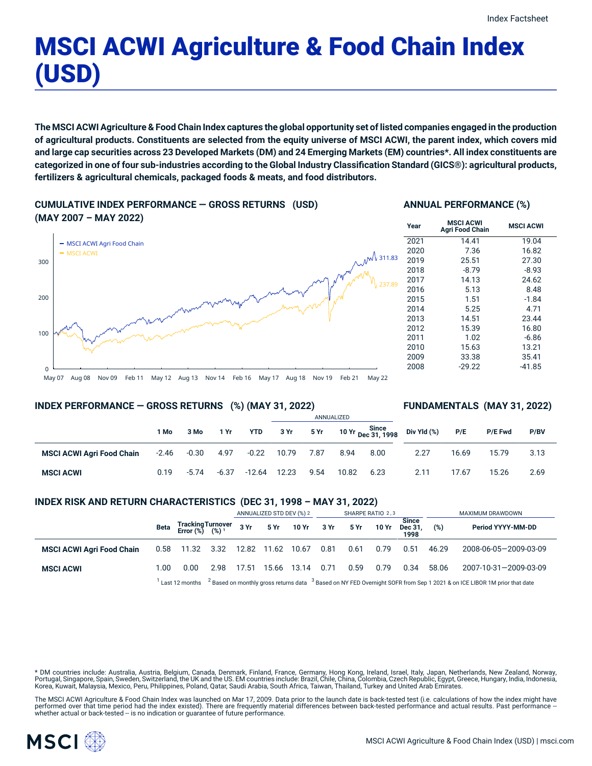Index Factsheet

# MSCI ACWI Agriculture & Food Chain Index (USD)

**The MSCI ACWI Agriculture & Food Chain Index captures the global opportunity set of listed companies engaged in the production of agricultural products. Constituents are selected from the equity universe of MSCI ACWI, the parent index, which covers mid and large cap securities across 23 Developed Markets (DM) and 24 Emerging Markets (EM) countries*. All index constituents are categorized in one of four sub-industries according to the Global Industry Classification Standard (GICS®): agricultural products, fertilizers & agricultural chemicals, packaged foods & meats, and food distributors.**

## CUMULATIVE INDEX PERFORMANCE — GROSS RETURNS (USD) (MAY 2007 – MAY 2022)

- MSCI ACWI Agri Food Chain: 311.83
- MSCI ACWI: 237.89

## ANNUAL PERFORMANCE (%)

| Year | MSCI ACWI Agri Food Chain | MSCI ACWI |
|---|---|---|
| 2021 | 14.41 | 19.04 |
| 2020 | 7.36 | 16.82 |
| 2019 | 25.51 | 27.30 |
| 2018 | -8.79 | -8.93 |
| 2017 | 14.13 | 24.62 |
| 2016 | 5.13 | 8.48 |
| 2015 | 1.51 | -1.84 |
| 2014 | 5.25 | 4.71 |
| 2013 | 14.51 | 23.44 |
| 2012 | 15.39 | 16.80 |
| 2011 | 1.02 | -6.86 |
| 2010 | 15.63 | 13.21 |
| 2009 | 33.38 | 35.41 |
| 2008 | -29.22 | -41.85 |

## INDEX PERFORMANCE — GROSS RETURNS (%) (MAY 31, 2022)

## FUNDAMENTALS (MAY 31, 2022)

| | | | | | ANNUALIZED | | | | | | | |
|---|---|---|---|---|---|---|---|---|---|---|---|---|
| | 1 Mo | 3 Mo | 1 Yr | YTD | 3 Yr | 5 Yr | 10 Yr | Since Dec 31, 1998 | Div Yld (%) | P/E | P/E Fwd | P/BV |
| **MSCI ACWI Agri Food Chain** | -2.46 | -0.30 | 4.97 | -0.22 | 10.79 | 7.87 | 8.94 | 8.00 | 2.27 | 16.69 | 15.79 | 3.13 |
| **MSCI ACWI** | 0.19 | -5.74 | -6.37 | -12.64 | 12.23 | 9.54 | 10.82 | 6.23 | 2.11 | 17.67 | 15.26 | 2.69 |

## INDEX RISK AND RETURN CHARACTERISTICS (DEC 31, 1998 – MAY 31, 2022)

| | | | | ANNUALIZED STD DEV (%) [2] | | | SHARPE RATIO [2,3] | | | | MAXIMUM DRAWDOWN | |
|---|---|---|---|---|---|---|---|---|---|---|---|---|
| | Beta | Tracking Error (%) | Turnover (%) [1] | 3 Yr | 5 Yr | 10 Yr | 3 Yr | 5 Yr | 10 Yr | Since Dec 31, 1998 | (%) | Period YYYY-MM-DD |
| **MSCI ACWI Agri Food Chain** | 0.58 | 11.32 | 3.32 | 12.82 | 11.62 | 10.67 | 0.81 | 0.61 | 0.79 | 0.51 | 46.29 | 2008-06-05—2009-03-09 |
| **MSCI ACWI** | 1.00 | 0.00 | 2.98 | 17.51 | 15.66 | 13.14 | 0.71 | 0.59 | 0.79 | 0.34 | 58.06 | 2007-10-31—2009-03-09 |

[1] Last 12 months [2] Based on monthly gross returns data [3] Based on NY FED Overnight SOFR from Sep 1 2021 & on ICE LIBOR 1M prior that date

* DM countries include: Australia, Austria, Belgium, Canada, Denmark, Finland, France, Germany, Hong Kong, Ireland, Israel, Italy, Japan, Netherlands, New Zealand, Norway, Portugal, Singapore, Spain, Sweden, Switzerland, the UK and the US. EM countries include: Brazil, Chile, China, Colombia, Czech Republic, Egypt, Greece, Hungary, India, Indonesia, Korea, Kuwait, Malaysia, Mexico, Peru, Philippines, Poland, Qatar, Saudi Arabia, South Africa, Taiwan, Thailand, Turkey and United Arab Emirates.

The MSCI ACWI Agriculture & Food Chain Index was launched on Mar 17, 2009. Data prior to the launch date is back-tested test (i.e. calculations of how the index might have performed over that time period had the index existed). There are frequently material differences between back-tested performance and actual results. Past performance -- whether actual or back-tested -- is no indication or guarantee of future performance.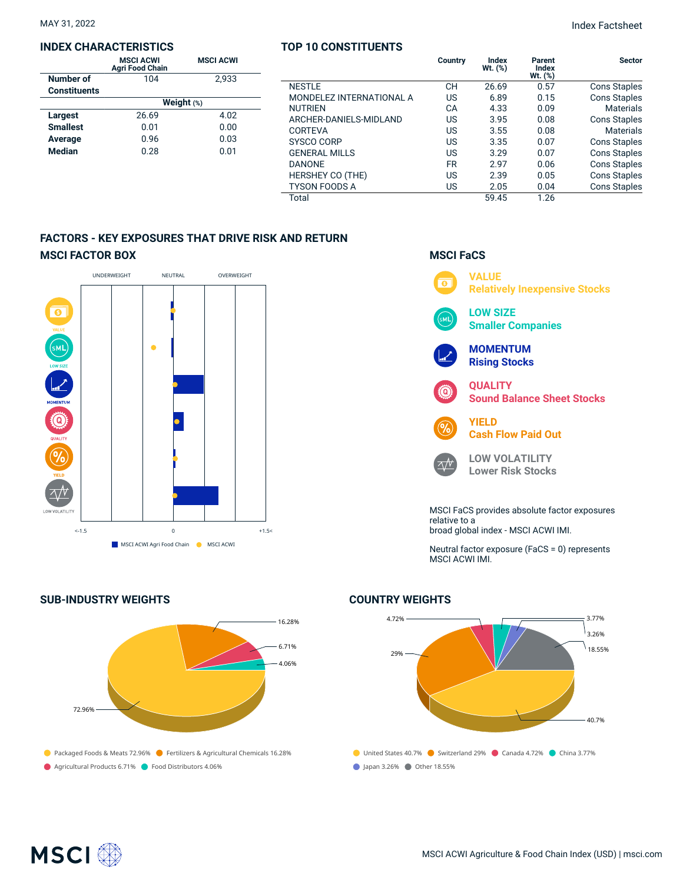MAY 31, 2022

Index Factsheet

## INDEX CHARACTERISTICS

| | MSCI ACWI Agri Food Chain | MSCI ACWI |
|---|---|---|
| Number of Constituents | 104 | 2,933 |
| | **Weight (%)** | |
| **Largest** | 26.69 | 4.02 |
| **Smallest** | 0.01 | 0.00 |
| **Average** | 0.96 | 0.03 |
| **Median** | 0.28 | 0.01 |

## TOP 10 CONSTITUENTS

| | Country | Index Wt. (%) | Parent Index Wt. (%) | Sector |
|---|---|---|---|---|
| NESTLE | CH | 26.69 | 0.57 | Cons Staples |
| MONDELEZ INTERNATIONAL A | US | 6.89 | 0.15 | Cons Staples |
| NUTRIEN | CA | 4.33 | 0.09 | Materials |
| ARCHER-DANIELS-MIDLAND | US | 3.95 | 0.08 | Cons Staples |
| CORTEVA | US | 3.55 | 0.08 | Materials |
| SYSCO CORP | US | 3.35 | 0.07 | Cons Staples |
| GENERAL MILLS | US | 3.29 | 0.07 | Cons Staples |
| DANONE | FR | 2.97 | 0.06 | Cons Staples |
| HERSHEY CO (THE) | US | 2.39 | 0.05 | Cons Staples |
| TYSON FOODS A | US | 2.05 | 0.04 | Cons Staples |
| Total | | 59.45 | 1.26 | |

## FACTORS - KEY EXPOSURES THAT DRIVE RISK AND RETURN

### MSCI FACTOR BOX

UNDERWEIGHT | NEUTRAL | OVERWEIGHT

VALUE, LOW SIZE, MOMENTUM, QUALITY, YIELD, LOW VOLATILITY

<-1.5 | 0 | +1.5<

MSCI ACWI Agri Food Chain | MSCI ACWI

### MSCI FaCS

**VALUE** Relatively Inexpensive Stocks

**LOW SIZE** Smaller Companies

**MOMENTUM** Rising Stocks

**QUALITY** Sound Balance Sheet Stocks

**YIELD** Cash Flow Paid Out

**LOW VOLATILITY** Lower Risk Stocks

MSCI FaCS provides absolute factor exposures relative to a broad global index - MSCI ACWI IMI.

Neutral factor exposure (FaCS = 0) represents MSCI ACWI IMI.

## SUB-INDUSTRY WEIGHTS

- Packaged Foods & Meats 72.96%
- Fertilizers & Agricultural Chemicals 16.28%
- Agricultural Products 6.71%
- Food Distributors 4.06%

## COUNTRY WEIGHTS

- United States 40.7%
- Switzerland 29%
- Canada 4.72%
- China 3.77%
- Japan 3.26%
- Other 18.55%

MSCI ACWI Agriculture & Food Chain Index (USD) | msci.com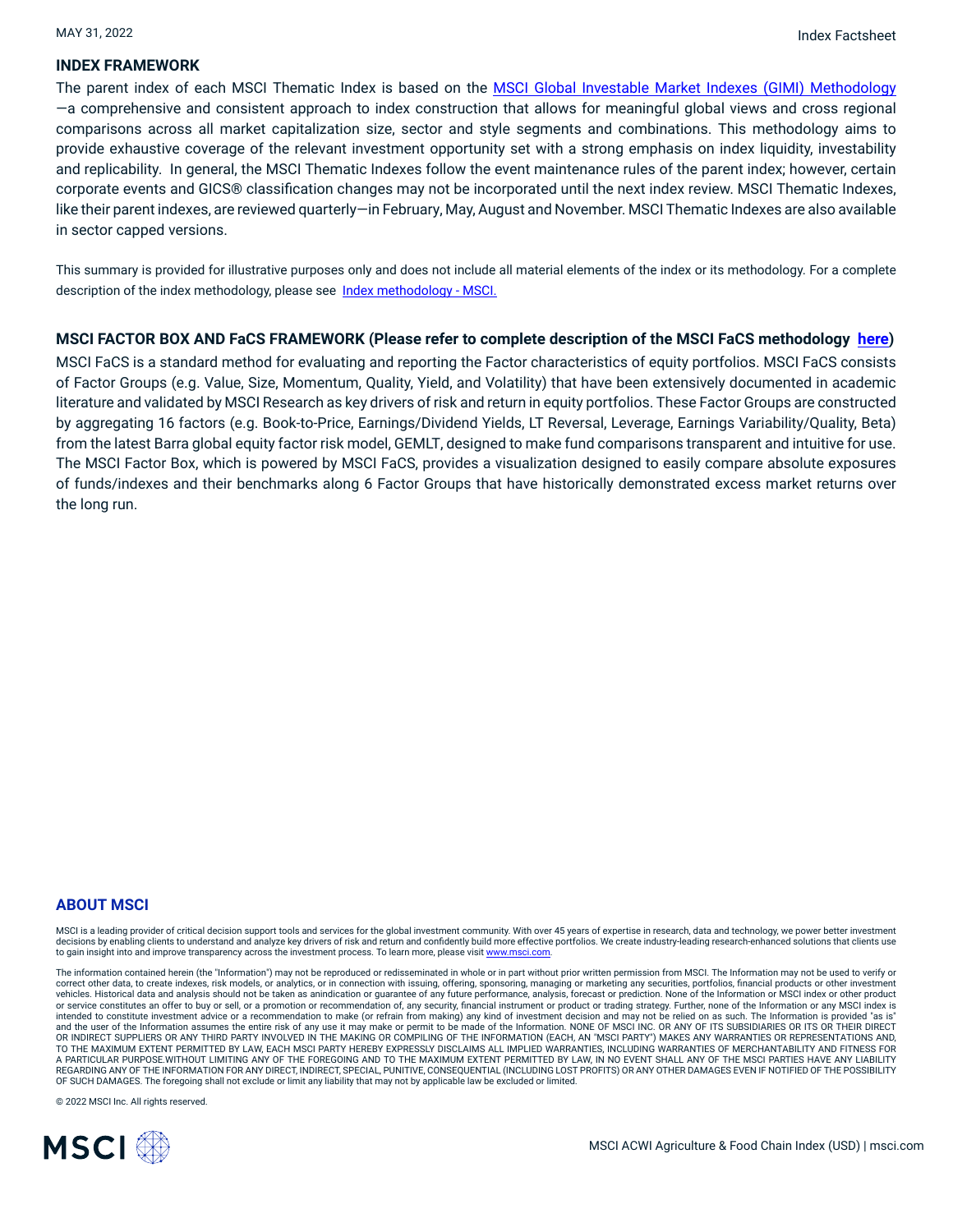## INDEX FRAMEWORK

The parent index of each MSCI Thematic Index is based on the [MSCI Global Investable Market Indexes (GIMI) Methodology](#)—a comprehensive and consistent approach to index construction that allows for meaningful global views and cross regional comparisons across all market capitalization size, sector and style segments and combinations. This methodology aims to provide exhaustive coverage of the relevant investment opportunity set with a strong emphasis on index liquidity, investability and replicability. In general, the MSCI Thematic Indexes follow the event maintenance rules of the parent index; however, certain corporate events and GICS® classification changes may not be incorporated until the next index review. MSCI Thematic Indexes, like their parent indexes, are reviewed quarterly—in February, May, August and November. MSCI Thematic Indexes are also available in sector capped versions.

This summary is provided for illustrative purposes only and does not include all material elements of the index or its methodology. For a complete description of the index methodology, please see [Index methodology - MSCI.](#)

## MSCI FACTOR BOX AND FaCS FRAMEWORK (Please refer to complete description of the MSCI FaCS methodology [here](#))

MSCI FaCS is a standard method for evaluating and reporting the Factor characteristics of equity portfolios. MSCI FaCS consists of Factor Groups (e.g. Value, Size, Momentum, Quality, Yield, and Volatility) that have been extensively documented in academic literature and validated by MSCI Research as key drivers of risk and return in equity portfolios. These Factor Groups are constructed by aggregating 16 factors (e.g. Book-to-Price, Earnings/Dividend Yields, LT Reversal, Leverage, Earnings Variability/Quality, Beta) from the latest Barra global equity factor risk model, GEMLT, designed to make fund comparisons transparent and intuitive for use. The MSCI Factor Box, which is powered by MSCI FaCS, provides a visualization designed to easily compare absolute exposures of funds/indexes and their benchmarks along 6 Factor Groups that have historically demonstrated excess market returns over the long run.

## ABOUT MSCI

MSCI is a leading provider of critical decision support tools and services for the global investment community. With over 45 years of expertise in research, data and technology, we power better investment decisions by enabling clients to understand and analyze key drivers of risk and return and confidently build more effective portfolios. We create industry-leading research-enhanced solutions that clients use to gain insight into and improve transparency across the investment process. To learn more, please visit [www.msci.com](http://www.msci.com).

The information contained herein (the "Information") may not be reproduced or redisseminated in whole or in part without prior written permission from MSCI. The Information may not be used to verify or correct other data, to create indexes, risk models, or analytics, or in connection with issuing, offering, sponsoring, managing or marketing any securities, portfolios, financial products or other investment vehicles. Historical data and analysis should not be taken as anindication or guarantee of any future performance, analysis, forecast or prediction. None of the Information or MSCI index or other product or service constitutes an offer to buy or sell, or a promotion or recommendation of, any security, financial instrument or product or trading strategy. Further, none of the Information or any MSCI index is intended to constitute investment advice or a recommendation to make (or refrain from making) any kind of investment decision and may not be relied on as such. The Information is provided "as is" and the user of the Information assumes the entire risk of any use it may make or permit to be made of the Information. NONE OF MSCI INC. OR ANY OF ITS SUBSIDIARIES OR ITS OR THEIR DIRECT OR INDIRECT SUPPLIERS OR ANY THIRD PARTY INVOLVED IN THE MAKING OR COMPILING OF THE INFORMATION (EACH, AN "MSCI PARTY") MAKES ANY WARRANTIES OR REPRESENTATIONS AND, TO THE MAXIMUM EXTENT PERMITTED BY LAW, EACH MSCI PARTY HEREBY EXPRESSLY DISCLAIMS ALL IMPLIED WARRANTIES, INCLUDING WARRANTIES OF MERCHANTABILITY AND FITNESS FOR A PARTICULAR PURPOSE.WITHOUT LIMITING ANY OF THE FOREGOING AND TO THE MAXIMUM EXTENT PERMITTED BY LAW, IN NO EVENT SHALL ANY OF THE MSCI PARTIES HAVE ANY LIABILITY REGARDING ANY OF THE INFORMATION FOR ANY DIRECT, INDIRECT, SPECIAL, PUNITIVE, CONSEQUENTIAL (INCLUDING LOST PROFITS) OR ANY OTHER DAMAGES EVEN IF NOTIFIED OF THE POSSIBILITY OF SUCH DAMAGES. The foregoing shall not exclude or limit any liability that may not by applicable law be excluded or limited.

© 2022 MSCI Inc. All rights reserved.